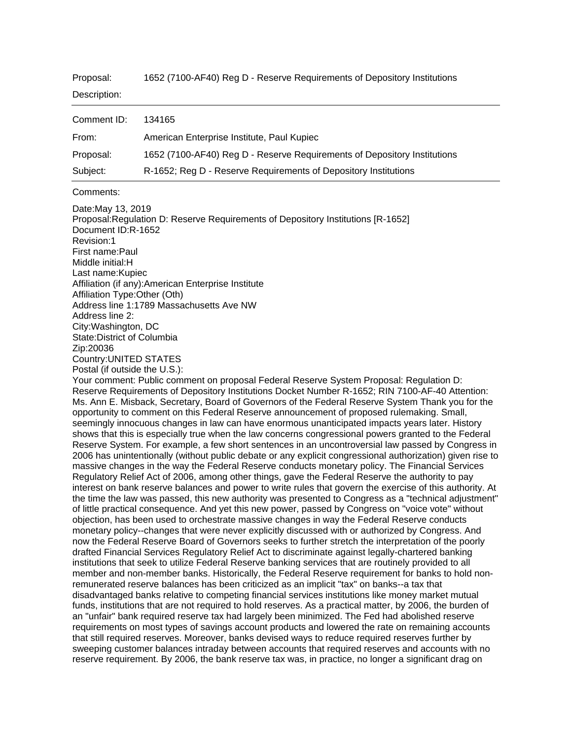Proposal: 1652 (7100-AF40) Reg D - Reserve Requirements of Depository Institutions

Description:

---

| | |
|---|---|
| Comment ID: | 134165 |
| From: | American Enterprise Institute, Paul Kupiec |
| Proposal: | 1652 (7100-AF40) Reg D - Reserve Requirements of Depository Institutions |
| Subject: | R-1652; Reg D - Reserve Requirements of Depository Institutions |

---

Comments:

Date:May 13, 2019
Proposal:Regulation D: Reserve Requirements of Depository Institutions [R-1652]
Document ID:R-1652
Revision:1
First name:Paul
Middle initial:H
Last name:Kupiec
Affiliation (if any):American Enterprise Institute
Affiliation Type:Other (Oth)
Address line 1:1789 Massachusetts Ave NW
Address line 2:
City:Washington, DC
State:District of Columbia
Zip:20036
Country:UNITED STATES
Postal (if outside the U.S.):

Your comment: Public comment on proposal Federal Reserve System Proposal: Regulation D: Reserve Requirements of Depository Institutions Docket Number R-1652; RIN 7100-AF-40 Attention: Ms. Ann E. Misback, Secretary, Board of Governors of the Federal Reserve System Thank you for the opportunity to comment on this Federal Reserve announcement of proposed rulemaking. Small, seemingly innocuous changes in law can have enormous unanticipated impacts years later. History shows that this is especially true when the law concerns congressional powers granted to the Federal Reserve System. For example, a few short sentences in an uncontroversial law passed by Congress in 2006 has unintentionally (without public debate or any explicit congressional authorization) given rise to massive changes in the way the Federal Reserve conducts monetary policy. The Financial Services Regulatory Relief Act of 2006, among other things, gave the Federal Reserve the authority to pay interest on bank reserve balances and power to write rules that govern the exercise of this authority. At the time the law was passed, this new authority was presented to Congress as a "technical adjustment" of little practical consequence. And yet this new power, passed by Congress on "voice vote" without objection, has been used to orchestrate massive changes in way the Federal Reserve conducts monetary policy--changes that were never explicitly discussed with or authorized by Congress. And now the Federal Reserve Board of Governors seeks to further stretch the interpretation of the poorly drafted Financial Services Regulatory Relief Act to discriminate against legally-chartered banking institutions that seek to utilize Federal Reserve banking services that are routinely provided to all member and non-member banks. Historically, the Federal Reserve requirement for banks to hold non-remunerated reserve balances has been criticized as an implicit "tax" on banks--a tax that disadvantaged banks relative to competing financial services institutions like money market mutual funds, institutions that are not required to hold reserves. As a practical matter, by 2006, the burden of an "unfair" bank required reserve tax had largely been minimized. The Fed had abolished reserve requirements on most types of savings account products and lowered the rate on remaining accounts that still required reserves. Moreover, banks devised ways to reduce required reserves further by sweeping customer balances intraday between accounts that required reserves and accounts with no reserve requirement. By 2006, the bank reserve tax was, in practice, no longer a significant drag on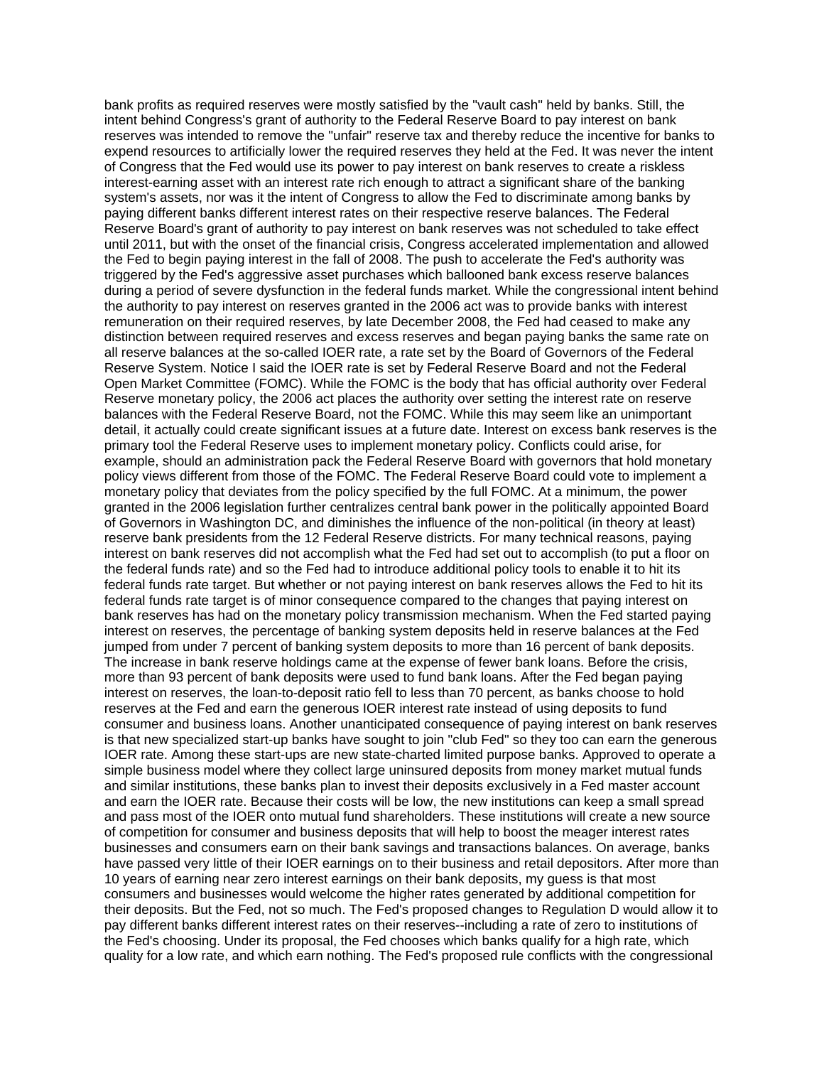bank profits as required reserves were mostly satisfied by the "vault cash" held by banks. Still, the intent behind Congress's grant of authority to the Federal Reserve Board to pay interest on bank reserves was intended to remove the "unfair" reserve tax and thereby reduce the incentive for banks to expend resources to artificially lower the required reserves they held at the Fed. It was never the intent of Congress that the Fed would use its power to pay interest on bank reserves to create a riskless interest-earning asset with an interest rate rich enough to attract a significant share of the banking system's assets, nor was it the intent of Congress to allow the Fed to discriminate among banks by paying different banks different interest rates on their respective reserve balances. The Federal Reserve Board's grant of authority to pay interest on bank reserves was not scheduled to take effect until 2011, but with the onset of the financial crisis, Congress accelerated implementation and allowed the Fed to begin paying interest in the fall of 2008. The push to accelerate the Fed's authority was triggered by the Fed's aggressive asset purchases which ballooned bank excess reserve balances during a period of severe dysfunction in the federal funds market. While the congressional intent behind the authority to pay interest on reserves granted in the 2006 act was to provide banks with interest remuneration on their required reserves, by late December 2008, the Fed had ceased to make any distinction between required reserves and excess reserves and began paying banks the same rate on all reserve balances at the so-called IOER rate, a rate set by the Board of Governors of the Federal Reserve System. Notice I said the IOER rate is set by Federal Reserve Board and not the Federal Open Market Committee (FOMC). While the FOMC is the body that has official authority over Federal Reserve monetary policy, the 2006 act places the authority over setting the interest rate on reserve balances with the Federal Reserve Board, not the FOMC. While this may seem like an unimportant detail, it actually could create significant issues at a future date. Interest on excess bank reserves is the primary tool the Federal Reserve uses to implement monetary policy. Conflicts could arise, for example, should an administration pack the Federal Reserve Board with governors that hold monetary policy views different from those of the FOMC. The Federal Reserve Board could vote to implement a monetary policy that deviates from the policy specified by the full FOMC. At a minimum, the power granted in the 2006 legislation further centralizes central bank power in the politically appointed Board of Governors in Washington DC, and diminishes the influence of the non-political (in theory at least) reserve bank presidents from the 12 Federal Reserve districts. For many technical reasons, paying interest on bank reserves did not accomplish what the Fed had set out to accomplish (to put a floor on the federal funds rate) and so the Fed had to introduce additional policy tools to enable it to hit its federal funds rate target. But whether or not paying interest on bank reserves allows the Fed to hit its federal funds rate target is of minor consequence compared to the changes that paying interest on bank reserves has had on the monetary policy transmission mechanism. When the Fed started paying interest on reserves, the percentage of banking system deposits held in reserve balances at the Fed jumped from under 7 percent of banking system deposits to more than 16 percent of bank deposits. The increase in bank reserve holdings came at the expense of fewer bank loans. Before the crisis, more than 93 percent of bank deposits were used to fund bank loans. After the Fed began paying interest on reserves, the loan-to-deposit ratio fell to less than 70 percent, as banks choose to hold reserves at the Fed and earn the generous IOER interest rate instead of using deposits to fund consumer and business loans. Another unanticipated consequence of paying interest on bank reserves is that new specialized start-up banks have sought to join "club Fed" so they too can earn the generous IOER rate. Among these start-ups are new state-charted limited purpose banks. Approved to operate a simple business model where they collect large uninsured deposits from money market mutual funds and similar institutions, these banks plan to invest their deposits exclusively in a Fed master account and earn the IOER rate. Because their costs will be low, the new institutions can keep a small spread and pass most of the IOER onto mutual fund shareholders. These institutions will create a new source of competition for consumer and business deposits that will help to boost the meager interest rates businesses and consumers earn on their bank savings and transactions balances. On average, banks have passed very little of their IOER earnings on to their business and retail depositors. After more than 10 years of earning near zero interest earnings on their bank deposits, my guess is that most consumers and businesses would welcome the higher rates generated by additional competition for their deposits. But the Fed, not so much. The Fed's proposed changes to Regulation D would allow it to pay different banks different interest rates on their reserves--including a rate of zero to institutions of the Fed's choosing. Under its proposal, the Fed chooses which banks qualify for a high rate, which quality for a low rate, and which earn nothing. The Fed's proposed rule conflicts with the congressional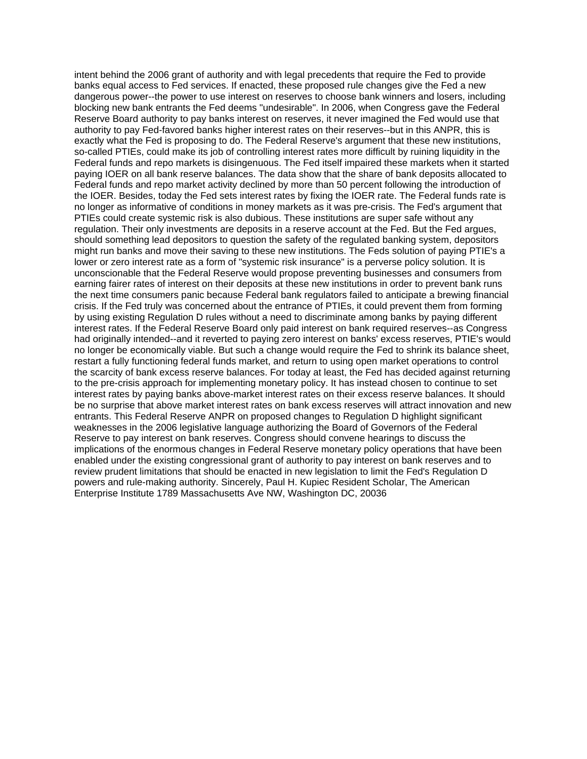intent behind the 2006 grant of authority and with legal precedents that require the Fed to provide banks equal access to Fed services. If enacted, these proposed rule changes give the Fed a new dangerous power--the power to use interest on reserves to choose bank winners and losers, including blocking new bank entrants the Fed deems "undesirable". In 2006, when Congress gave the Federal Reserve Board authority to pay banks interest on reserves, it never imagined the Fed would use that authority to pay Fed-favored banks higher interest rates on their reserves--but in this ANPR, this is exactly what the Fed is proposing to do. The Federal Reserve's argument that these new institutions, so-called PTIEs, could make its job of controlling interest rates more difficult by ruining liquidity in the Federal funds and repo markets is disingenuous. The Fed itself impaired these markets when it started paying IOER on all bank reserve balances. The data show that the share of bank deposits allocated to Federal funds and repo market activity declined by more than 50 percent following the introduction of the IOER. Besides, today the Fed sets interest rates by fixing the IOER rate. The Federal funds rate is no longer as informative of conditions in money markets as it was pre-crisis. The Fed's argument that PTIEs could create systemic risk is also dubious. These institutions are super safe without any regulation. Their only investments are deposits in a reserve account at the Fed. But the Fed argues, should something lead depositors to question the safety of the regulated banking system, depositors might run banks and move their saving to these new institutions. The Feds solution of paying PTIE's a lower or zero interest rate as a form of "systemic risk insurance" is a perverse policy solution. It is unconscionable that the Federal Reserve would propose preventing businesses and consumers from earning fairer rates of interest on their deposits at these new institutions in order to prevent bank runs the next time consumers panic because Federal bank regulators failed to anticipate a brewing financial crisis. If the Fed truly was concerned about the entrance of PTIEs, it could prevent them from forming by using existing Regulation D rules without a need to discriminate among banks by paying different interest rates. If the Federal Reserve Board only paid interest on bank required reserves--as Congress had originally intended--and it reverted to paying zero interest on banks' excess reserves, PTIE's would no longer be economically viable. But such a change would require the Fed to shrink its balance sheet, restart a fully functioning federal funds market, and return to using open market operations to control the scarcity of bank excess reserve balances. For today at least, the Fed has decided against returning to the pre-crisis approach for implementing monetary policy. It has instead chosen to continue to set interest rates by paying banks above-market interest rates on their excess reserve balances. It should be no surprise that above market interest rates on bank excess reserves will attract innovation and new entrants. This Federal Reserve ANPR on proposed changes to Regulation D highlight significant weaknesses in the 2006 legislative language authorizing the Board of Governors of the Federal Reserve to pay interest on bank reserves. Congress should convene hearings to discuss the implications of the enormous changes in Federal Reserve monetary policy operations that have been enabled under the existing congressional grant of authority to pay interest on bank reserves and to review prudent limitations that should be enacted in new legislation to limit the Fed's Regulation D powers and rule-making authority. Sincerely, Paul H. Kupiec Resident Scholar, The American Enterprise Institute 1789 Massachusetts Ave NW, Washington DC, 20036